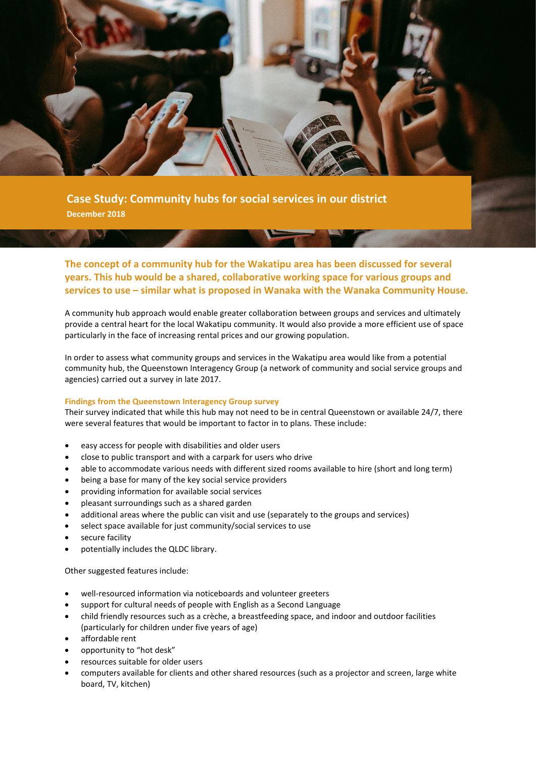# Case Study: Community hubs for social services in our district

**December 2018**

**The concept of a community hub for the Wakatipu area has been discussed for several years. This hub would be a shared, collaborative working space for various groups and services to use – similar what is proposed in Wanaka with the Wanaka Community House.**

A community hub approach would enable greater collaboration between groups and services and ultimately provide a central heart for the local Wakatipu community. It would also provide a more efficient use of space particularly in the face of increasing rental prices and our growing population.

In order to assess what community groups and services in the Wakatipu area would like from a potential community hub, the Queenstown Interagency Group (a network of community and social service groups and agencies) carried out a survey in late 2017.

### Findings from the Queenstown Interagency Group survey

Their survey indicated that while this hub may not need to be in central Queenstown or available 24/7, there were several features that would be important to factor in to plans. These include:

- easy access for people with disabilities and older users
- close to public transport and with a carpark for users who drive
- able to accommodate various needs with different sized rooms available to hire (short and long term)
- being a base for many of the key social service providers
- providing information for available social services
- pleasant surroundings such as a shared garden
- additional areas where the public can visit and use (separately to the groups and services)
- select space available for just community/social services to use
- secure facility
- potentially includes the QLDC library.

Other suggested features include:

- well-resourced information via noticeboards and volunteer greeters
- support for cultural needs of people with English as a Second Language
- child friendly resources such as a crèche, a breastfeeding space, and indoor and outdoor facilities (particularly for children under five years of age)
- affordable rent
- opportunity to "hot desk"
- resources suitable for older users
- computers available for clients and other shared resources (such as a projector and screen, large white board, TV, kitchen)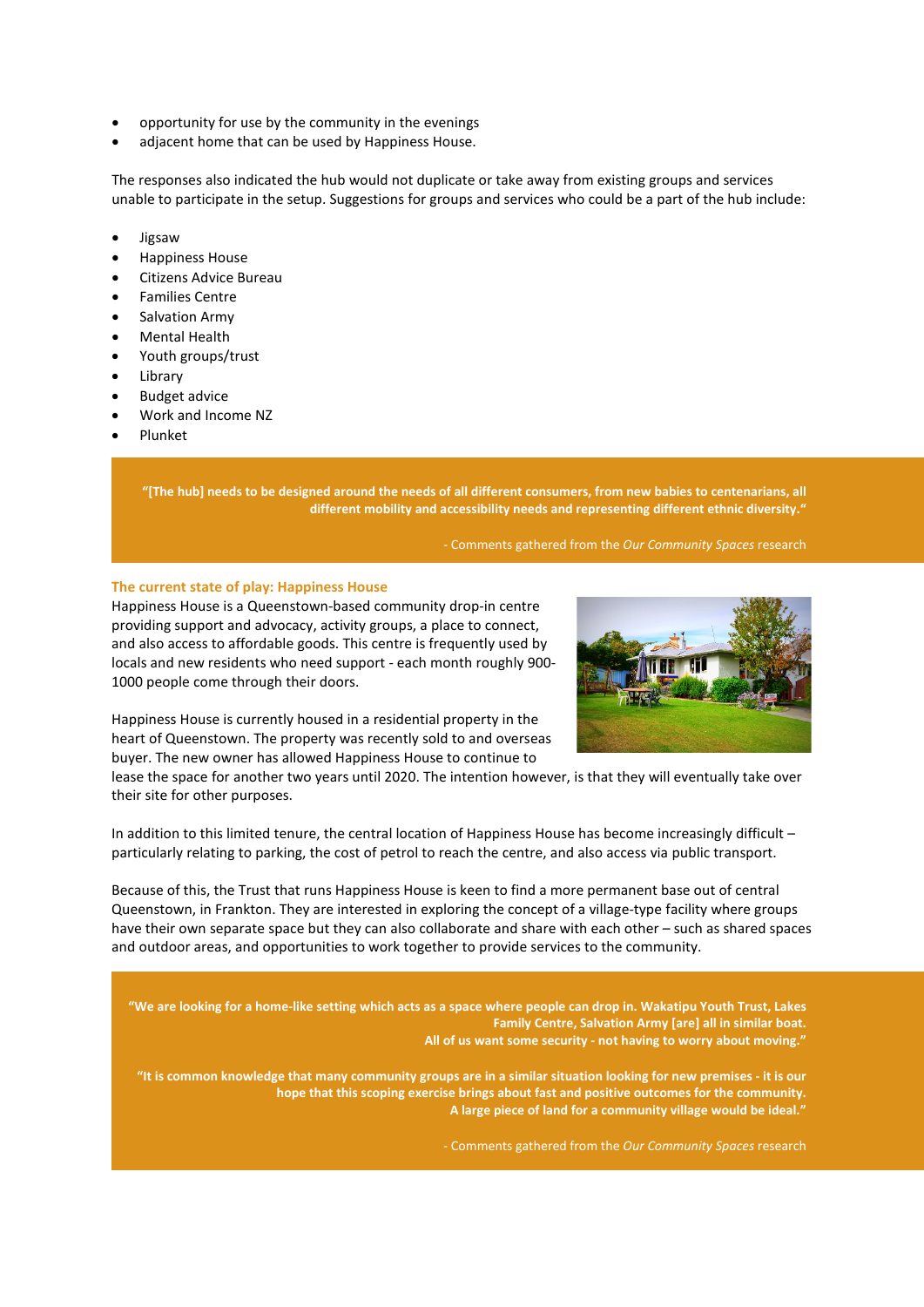- opportunity for use by the community in the evenings
- adjacent home that can be used by Happiness House.

The responses also indicated the hub would not duplicate or take away from existing groups and services unable to participate in the setup. Suggestions for groups and services who could be a part of the hub include:

- Jigsaw
- Happiness House
- Citizens Advice Bureau
- Families Centre
- Salvation Army
- Mental Health
- Youth groups/trust
- Library
- Budget advice
- Work and Income NZ
- Plunket

> **"[The hub] needs to be designed around the needs of all different consumers, from new babies to centenarians, all different mobility and accessibility needs and representing different ethnic diversity."**
>
> - Comments gathered from the *Our Community Spaces* research

### The current state of play: Happiness House

Happiness House is a Queenstown-based community drop-in centre providing support and advocacy, activity groups, a place to connect, and also access to affordable goods. This centre is frequently used by locals and new residents who need support - each month roughly 900-1000 people come through their doors.

Happiness House is currently housed in a residential property in the heart of Queenstown. The property was recently sold to and overseas buyer. The new owner has allowed Happiness House to continue to lease the space for another two years until 2020. The intention however, is that they will eventually take over their site for other purposes.

In addition to this limited tenure, the central location of Happiness House has become increasingly difficult – particularly relating to parking, the cost of petrol to reach the centre, and also access via public transport.

Because of this, the Trust that runs Happiness House is keen to find a more permanent base out of central Queenstown, in Frankton. They are interested in exploring the concept of a village-type facility where groups have their own separate space but they can also collaborate and share with each other – such as shared spaces and outdoor areas, and opportunities to work together to provide services to the community.

> **"We are looking for a home-like setting which acts as a space where people can drop in. Wakatipu Youth Trust, Lakes Family Centre, Salvation Army [are] all in similar boat. All of us want some security - not having to worry about moving."**
>
> **"It is common knowledge that many community groups are in a similar situation looking for new premises - it is our hope that this scoping exercise brings about fast and positive outcomes for the community. A large piece of land for a community village would be ideal."**
>
> - Comments gathered from the *Our Community Spaces* research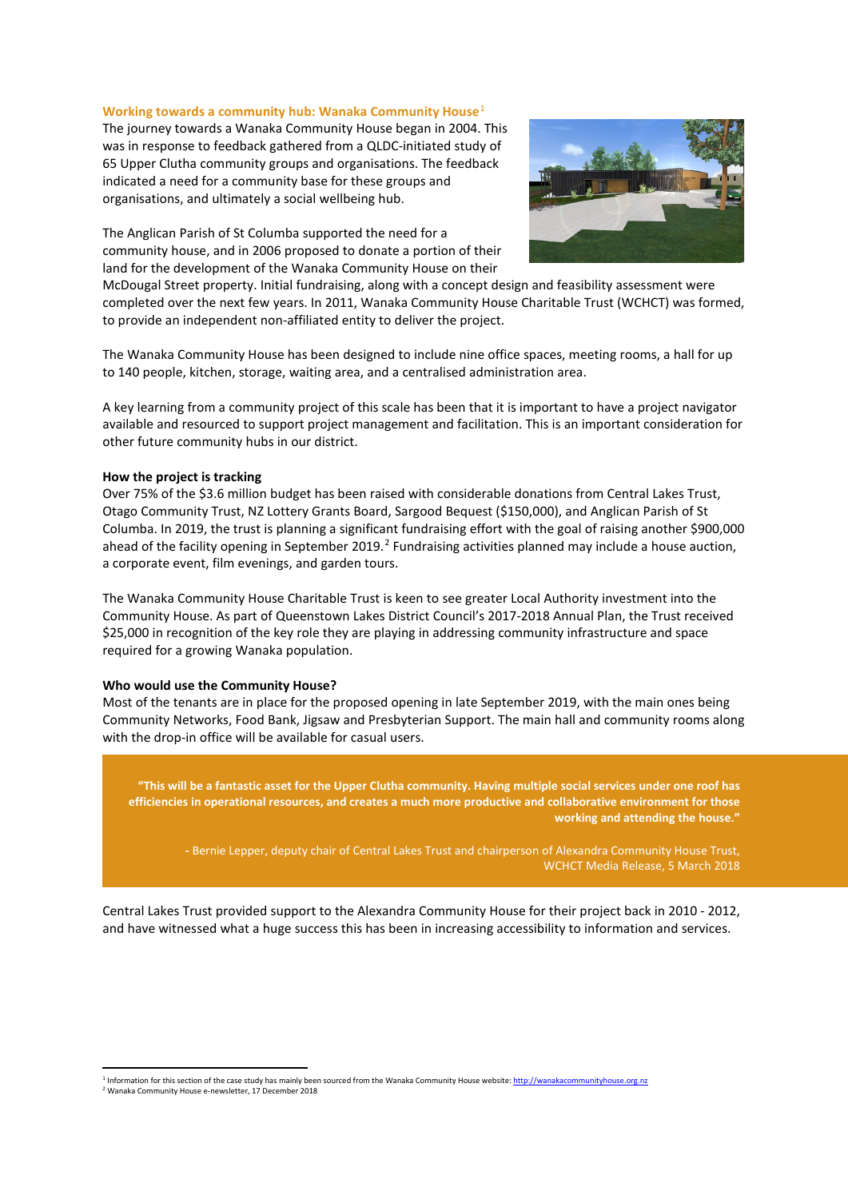### Working towards a community hub: Wanaka Community House[1]

The journey towards a Wanaka Community House began in 2004. This was in response to feedback gathered from a QLDC-initiated study of 65 Upper Clutha community groups and organisations. The feedback indicated a need for a community base for these groups and organisations, and ultimately a social wellbeing hub.

The Anglican Parish of St Columba supported the need for a community house, and in 2006 proposed to donate a portion of their land for the development of the Wanaka Community House on their McDougal Street property. Initial fundraising, along with a concept design and feasibility assessment were completed over the next few years. In 2011, Wanaka Community House Charitable Trust (WCHCT) was formed, to provide an independent non-affiliated entity to deliver the project.

The Wanaka Community House has been designed to include nine office spaces, meeting rooms, a hall for up to 140 people, kitchen, storage, waiting area, and a centralised administration area.

A key learning from a community project of this scale has been that it is important to have a project navigator available and resourced to support project management and facilitation. This is an important consideration for other future community hubs in our district.

**How the project is tracking**

Over 75% of the $3.6 million budget has been raised with considerable donations from Central Lakes Trust, Otago Community Trust, NZ Lottery Grants Board, Sargood Bequest ($150,000), and Anglican Parish of St Columba. In 2019, the trust is planning a significant fundraising effort with the goal of raising another $900,000 ahead of the facility opening in September 2019.[2] Fundraising activities planned may include a house auction, a corporate event, film evenings, and garden tours.

The Wanaka Community House Charitable Trust is keen to see greater Local Authority investment into the Community House. As part of Queenstown Lakes District Council's 2017-2018 Annual Plan, the Trust received $25,000 in recognition of the key role they are playing in addressing community infrastructure and space required for a growing Wanaka population.

**Who would use the Community House?**

Most of the tenants are in place for the proposed opening in late September 2019, with the main ones being Community Networks, Food Bank, Jigsaw and Presbyterian Support. The main hall and community rooms along with the drop-in office will be available for casual users.

> **"This will be a fantastic asset for the Upper Clutha community. Having multiple social services under one roof has efficiencies in operational resources, and creates a much more productive and collaborative environment for those working and attending the house."**
>
> **-** Bernie Lepper, deputy chair of Central Lakes Trust and chairperson of Alexandra Community House Trust, WCHCT Media Release, 5 March 2018

Central Lakes Trust provided support to the Alexandra Community House for their project back in 2010 - 2012, and have witnessed what a huge success this has been in increasing accessibility to information and services.

---

[1] Information for this section of the case study has mainly been sourced from the Wanaka Community House website: http://wanakacommunityhouse.org.nz

[2] Wanaka Community House e-newsletter, 17 December 2018